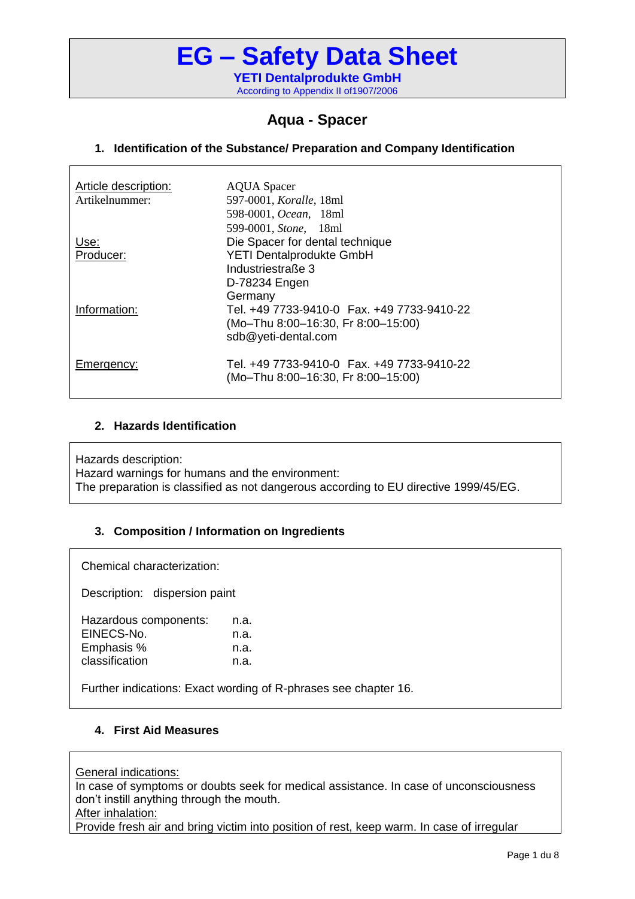# EG – Safety Data Sheet

**YETI Dentalprodukte GmbH**

According to Appendix II of1907/2006

## Aqua - Spacer

### 1. Identification of the Substance/ Preparation and Company Identification

| | |
|---|---|
| Article description: | AQUA Spacer |
| Artikelnummer: | 597-0001, *Koralle*, 18ml<br>598-0001, *Ocean*, 18ml<br>599-0001, *Stone*, 18ml |
| Use: | Die Spacer for dental technique |
| Producer: | YETI Dentalprodukte GmbH<br>Industriestraße 3<br>D-78234 Engen<br>Germany |
| Information: | Tel. +49 7733-9410-0 Fax. +49 7733-9410-22<br>(Mo–Thu 8:00–16:30, Fr 8:00–15:00)<br>sdb@yeti-dental.com |
| Emergency: | Tel. +49 7733-9410-0 Fax. +49 7733-9410-22<br>(Mo–Thu 8:00–16:30, Fr 8:00–15:00) |

### 2. Hazards Identification

Hazards description:
Hazard warnings for humans and the environment:
The preparation is classified as not dangerous according to EU directive 1999/45/EG.

### 3. Composition / Information on Ingredients

Chemical characterization:

Description: dispersion paint

| | |
|---|---|
| Hazardous components: | n.a. |
| EINECS-No. | n.a. |
| Emphasis % | n.a. |
| classification | n.a. |

Further indications: Exact wording of R-phrases see chapter 16.

### 4. First Aid Measures

General indications:
In case of symptoms or doubts seek for medical assistance. In case of unconsciousness don't instill anything through the mouth.
After inhalation:
Provide fresh air and bring victim into position of rest, keep warm. In case of irregular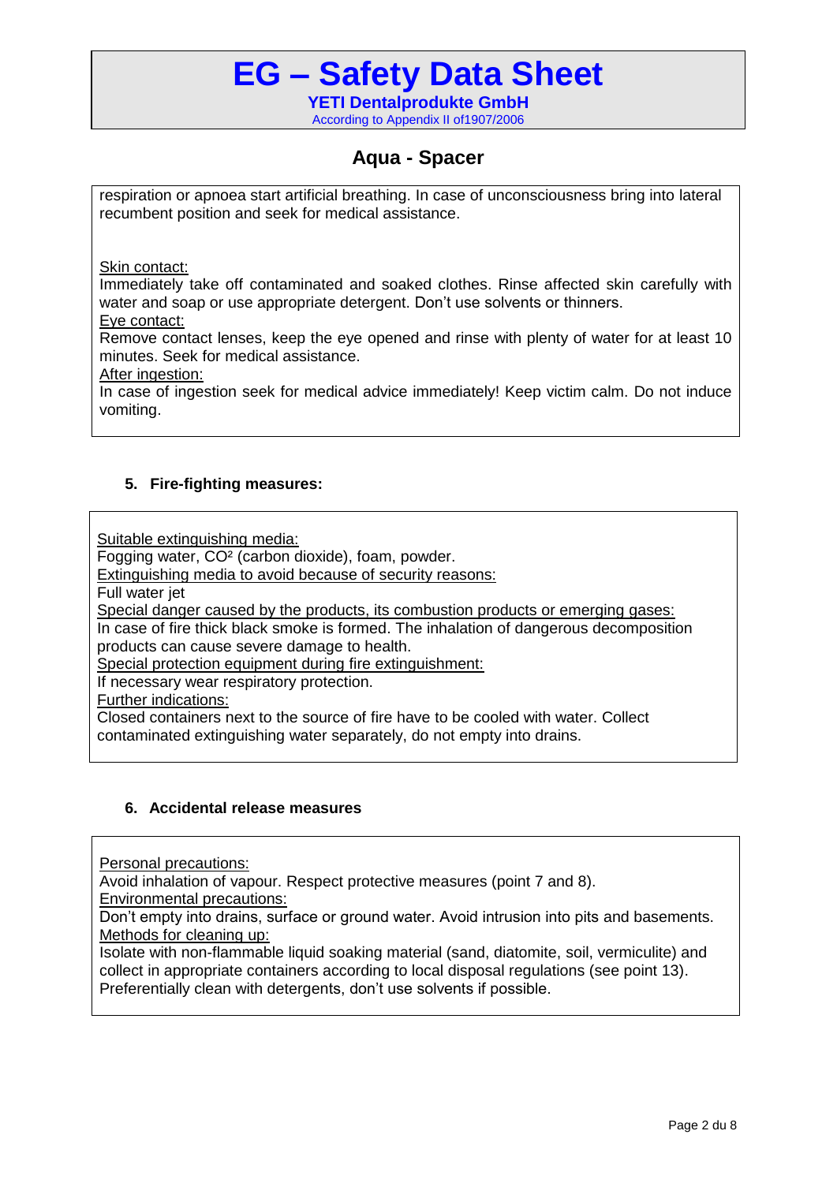respiration or apnoea start artificial breathing. In case of unconsciousness bring into lateral recumbent position and seek for medical assistance.

Skin contact:
Immediately take off contaminated and soaked clothes. Rinse affected skin carefully with water and soap or use appropriate detergent. Don't use solvents or thinners.
Eye contact:
Remove contact lenses, keep the eye opened and rinse with plenty of water for at least 10 minutes. Seek for medical assistance.
After ingestion:
In case of ingestion seek for medical advice immediately! Keep victim calm. Do not induce vomiting.

## 5. Fire-fighting measures:

Suitable extinguishing media:
Fogging water, $CO^2$ (carbon dioxide), foam, powder.
Extinguishing media to avoid because of security reasons:
Full water jet
Special danger caused by the products, its combustion products or emerging gases:
In case of fire thick black smoke is formed. The inhalation of dangerous decomposition products can cause severe damage to health.
Special protection equipment during fire extinguishment:
If necessary wear respiratory protection.
Further indications:
Closed containers next to the source of fire have to be cooled with water. Collect contaminated extinguishing water separately, do not empty into drains.

## 6. Accidental release measures

Personal precautions:
Avoid inhalation of vapour. Respect protective measures (point 7 and 8).
Environmental precautions:
Don't empty into drains, surface or ground water. Avoid intrusion into pits and basements.
Methods for cleaning up:
Isolate with non-flammable liquid soaking material (sand, diatomite, soil, vermiculite) and collect in appropriate containers according to local disposal regulations (see point 13). Preferentially clean with detergents, don't use solvents if possible.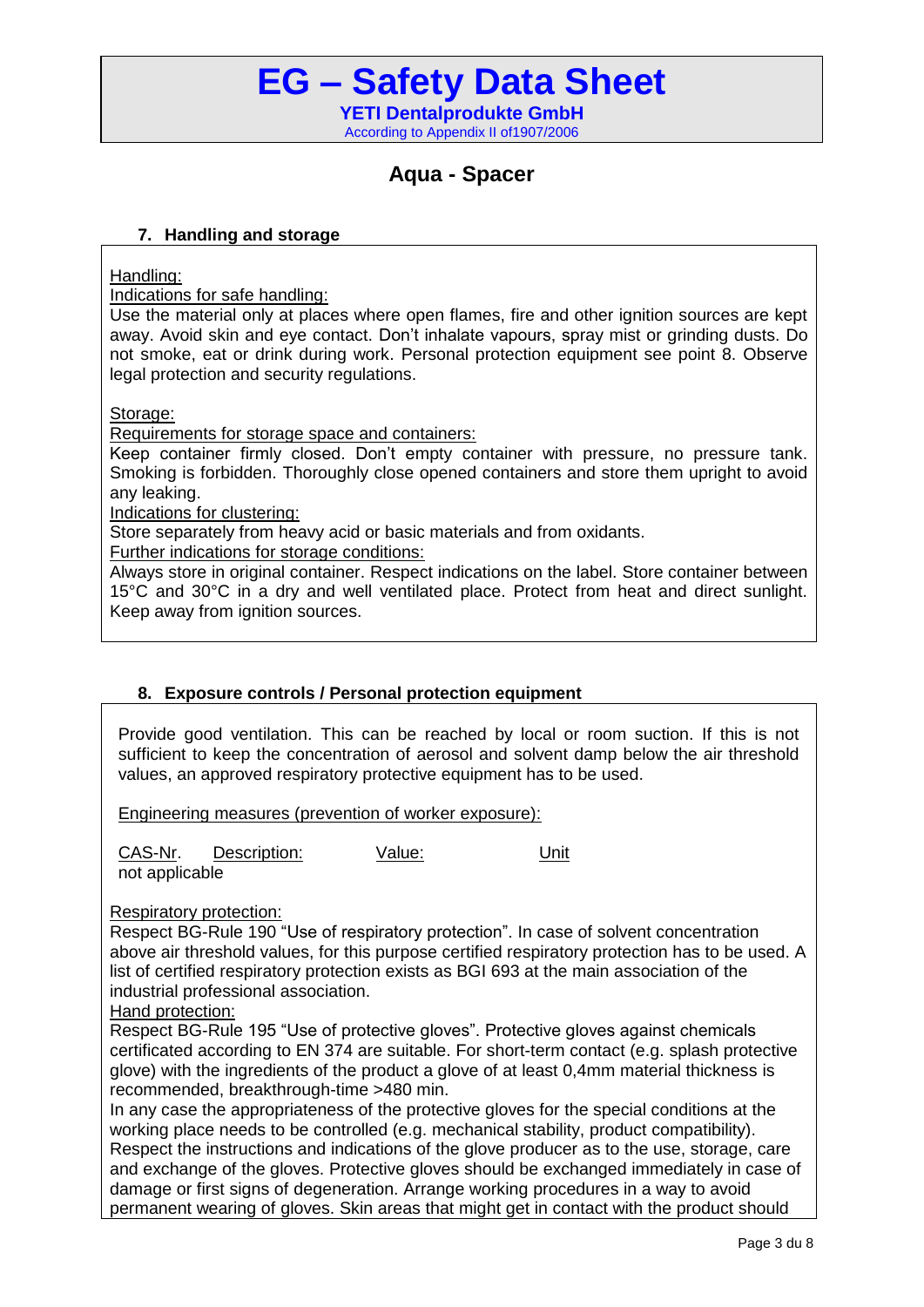# EG – Safety Data Sheet

**YETI Dentalprodukte GmbH**

According to Appendix II of1907/2006

## Aqua - Spacer

### 7. Handling and storage

Handling:

Indications for safe handling:

Use the material only at places where open flames, fire and other ignition sources are kept away. Avoid skin and eye contact. Don't inhalate vapours, spray mist or grinding dusts. Do not smoke, eat or drink during work. Personal protection equipment see point 8. Observe legal protection and security regulations.

Storage:

Requirements for storage space and containers:

Keep container firmly closed. Don't empty container with pressure, no pressure tank. Smoking is forbidden. Thoroughly close opened containers and store them upright to avoid any leaking.

Indications for clustering:

Store separately from heavy acid or basic materials and from oxidants.

Further indications for storage conditions:

Always store in original container. Respect indications on the label. Store container between 15°C and 30°C in a dry and well ventilated place. Protect from heat and direct sunlight. Keep away from ignition sources.

### 8. Exposure controls / Personal protection equipment

Provide good ventilation. This can be reached by local or room suction. If this is not sufficient to keep the concentration of aerosol and solvent damp below the air threshold values, an approved respiratory protective equipment has to be used.

Engineering measures (prevention of worker exposure):

| CAS-Nr. | Description: | Value: | Unit |
|---|---|---|---|
| not applicable | | | |

Respiratory protection:

Respect BG-Rule 190 "Use of respiratory protection". In case of solvent concentration above air threshold values, for this purpose certified respiratory protection has to be used. A list of certified respiratory protection exists as BGI 693 at the main association of the industrial professional association.

Hand protection:

Respect BG-Rule 195 "Use of protective gloves". Protective gloves against chemicals certificated according to EN 374 are suitable. For short-term contact (e.g. splash protective glove) with the ingredients of the product a glove of at least 0,4mm material thickness is recommended, breakthrough-time >480 min.

In any case the appropriateness of the protective gloves for the special conditions at the working place needs to be controlled (e.g. mechanical stability, product compatibility). Respect the instructions and indications of the glove producer as to the use, storage, care and exchange of the gloves. Protective gloves should be exchanged immediately in case of damage or first signs of degeneration. Arrange working procedures in a way to avoid permanent wearing of gloves. Skin areas that might get in contact with the product should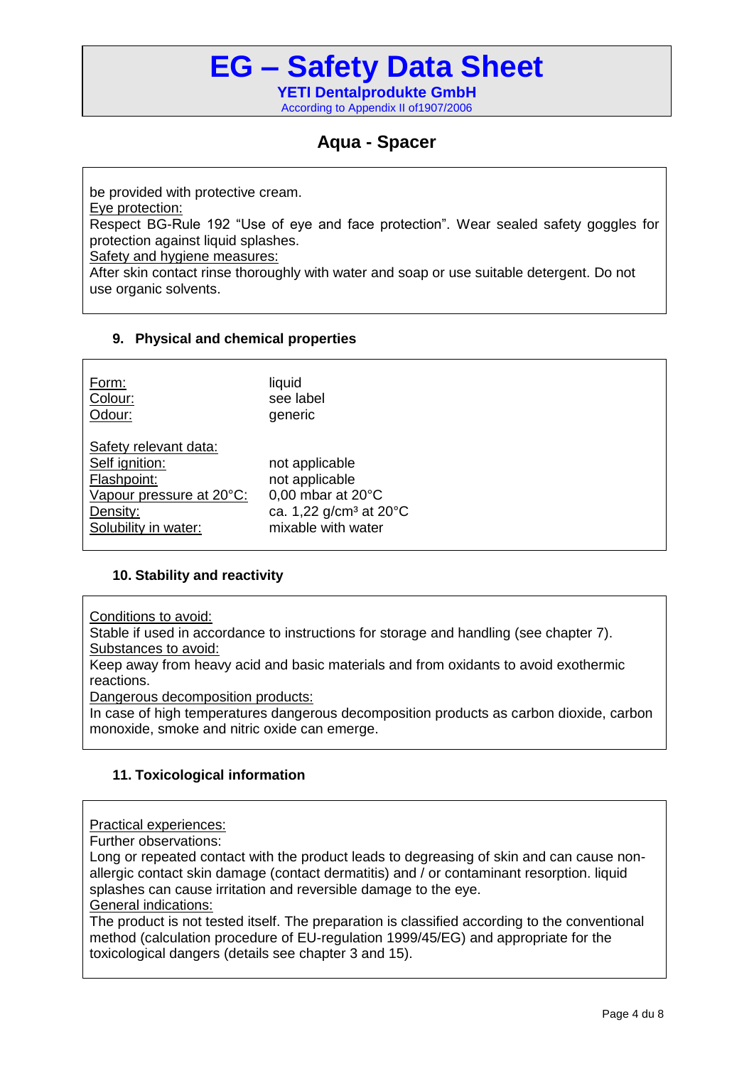be provided with protective cream.

Eye protection:

Respect BG-Rule 192 “Use of eye and face protection”. Wear sealed safety goggles for protection against liquid splashes.

Safety and hygiene measures:

After skin contact rinse thoroughly with water and soap or use suitable detergent. Do not use organic solvents.

## 9. Physical and chemical properties

| | |
|---|---|
| Form: | liquid |
| Colour: | see label |
| Odour: | generic |
| Safety relevant data: | |
| Self ignition: | not applicable |
| Flashpoint: | not applicable |
| Vapour pressure at 20°C: | 0,00 mbar at 20°C |
| Density: | ca. 1,22 g/cm³ at 20°C |
| Solubility in water: | mixable with water |

## 10. Stability and reactivity

Conditions to avoid:

Stable if used in accordance to instructions for storage and handling (see chapter 7).

Substances to avoid:

Keep away from heavy acid and basic materials and from oxidants to avoid exothermic reactions.

Dangerous decomposition products:

In case of high temperatures dangerous decomposition products as carbon dioxide, carbon monoxide, smoke and nitric oxide can emerge.

## 11. Toxicological information

Practical experiences:

Further observations:

Long or repeated contact with the product leads to degreasing of skin and can cause non-allergic contact skin damage (contact dermatitis) and / or contaminant resorption. liquid splashes can cause irritation and reversible damage to the eye.

General indications:

The product is not tested itself. The preparation is classified according to the conventional method (calculation procedure of EU-regulation 1999/45/EG) and appropriate for the toxicological dangers (details see chapter 3 and 15).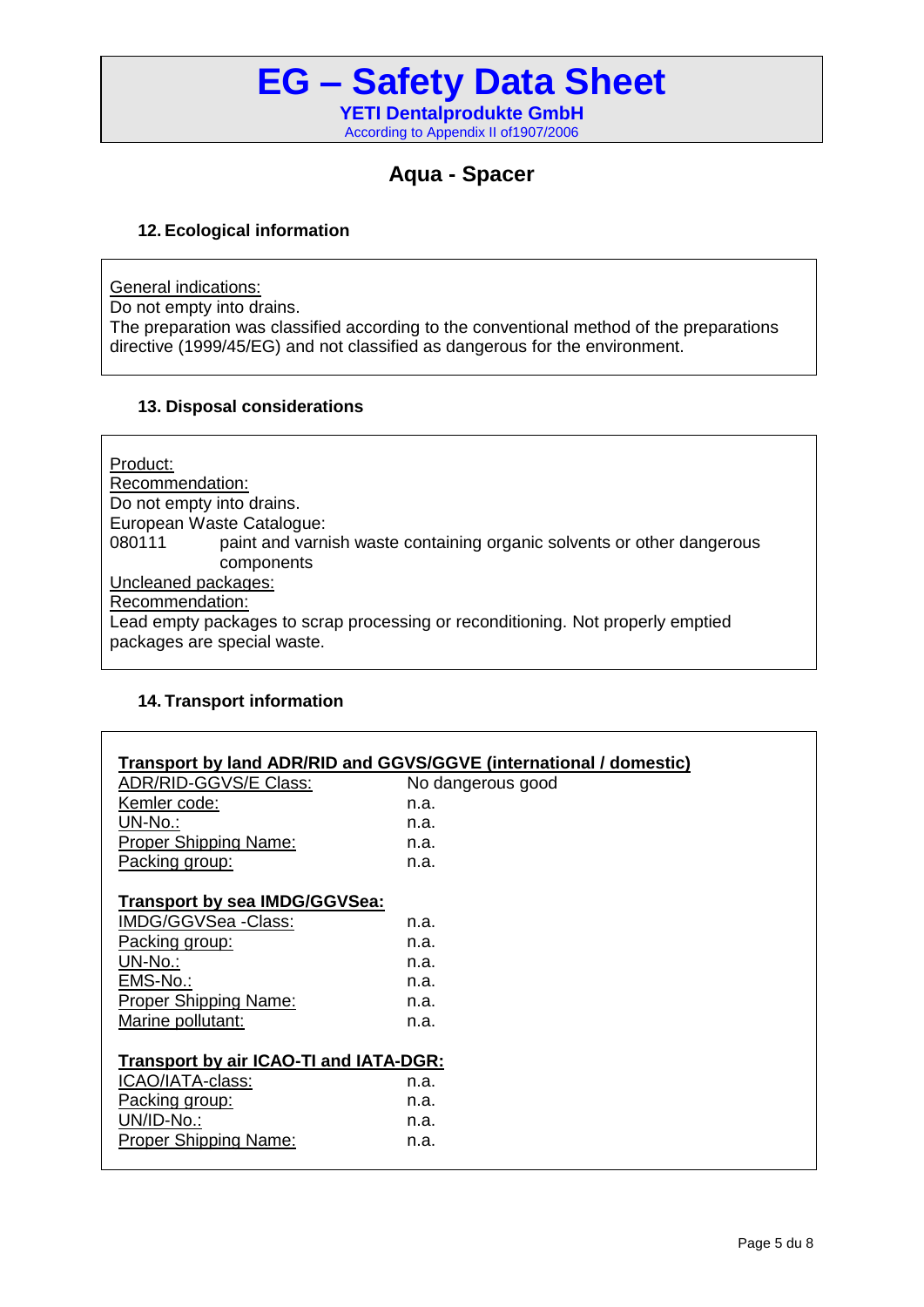# EG – Safety Data Sheet

**YETI Dentalprodukte GmbH**

According to Appendix II of1907/2006

## Aqua - Spacer

### 12. Ecological information

General indications:
Do not empty into drains.
The preparation was classified according to the conventional method of the preparations directive (1999/45/EG) and not classified as dangerous for the environment.

### 13. Disposal considerations

Product:
Recommendation:
Do not empty into drains.
European Waste Catalogue:
080111 paint and varnish waste containing organic solvents or other dangerous components
Uncleaned packages:
Recommendation:
Lead empty packages to scrap processing or reconditioning. Not properly emptied packages are special waste.

### 14. Transport information

**Transport by land ADR/RID and GGVS/GGVE (international / domestic)**

| | |
|---|---|
| ADR/RID-GGVS/E Class: | No dangerous good |
| Kemler code: | n.a. |
| UN-No.: | n.a. |
| Proper Shipping Name: | n.a. |
| Packing group: | n.a. |

**Transport by sea IMDG/GGVSea:**

| | |
|---|---|
| IMDG/GGVSea -Class: | n.a. |
| Packing group: | n.a. |
| UN-No.: | n.a. |
| EMS-No.: | n.a. |
| Proper Shipping Name: | n.a. |
| Marine pollutant: | n.a. |

**Transport by air ICAO-TI and IATA-DGR:**

| | |
|---|---|
| ICAO/IATA-class: | n.a. |
| Packing group: | n.a. |
| UN/ID-No.: | n.a. |
| Proper Shipping Name: | n.a. |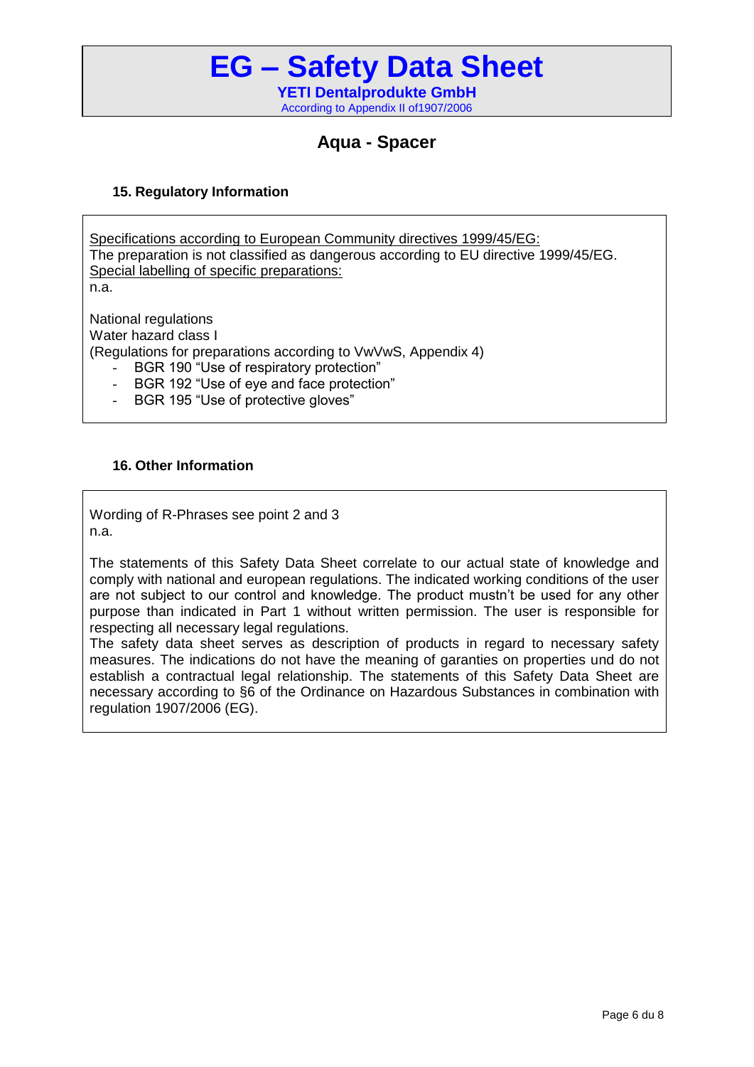# EG – Safety Data Sheet

**YETI Dentalprodukte GmbH**

According to Appendix II of1907/2006

## Aqua - Spacer

### 15. Regulatory Information

Specifications according to European Community directives 1999/45/EG:
The preparation is not classified as dangerous according to EU directive 1999/45/EG.
Special labelling of specific preparations:
n.a.

National regulations
Water hazard class I
(Regulations for preparations according to VwVwS, Appendix 4)

- BGR 190 "Use of respiratory protection"
- BGR 192 "Use of eye and face protection"
- BGR 195 "Use of protective gloves"

### 16. Other Information

Wording of R-Phrases see point 2 and 3
n.a.

The statements of this Safety Data Sheet correlate to our actual state of knowledge and comply with national and european regulations. The indicated working conditions of the user are not subject to our control and knowledge. The product mustn't be used for any other purpose than indicated in Part 1 without written permission. The user is responsible for respecting all necessary legal regulations.
The safety data sheet serves as description of products in regard to necessary safety measures. The indications do not have the meaning of garanties on properties und do not establish a contractual legal relationship. The statements of this Safety Data Sheet are necessary according to §6 of the Ordinance on Hazardous Substances in combination with regulation 1907/2006 (EG).